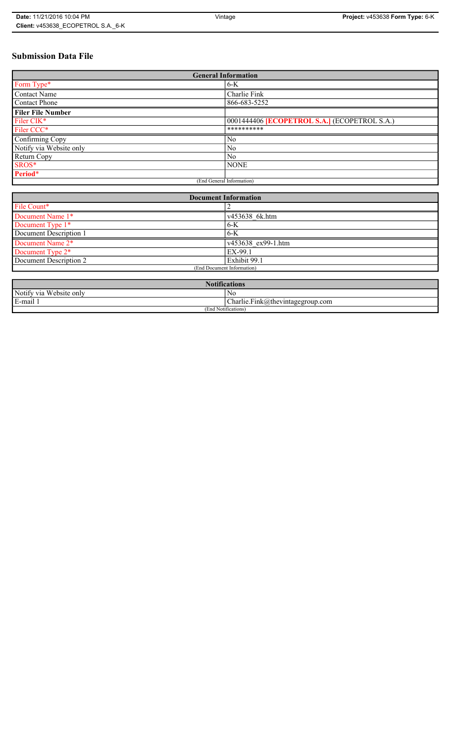# Submission Data File

| General Information | |
|---|---|
| Form Type* | 6-K |
| Contact Name | Charlie Fink |
| Contact Phone | 866-683-5252 |
| **Filer File Number** | |
| Filer CIK* | 0001444406 **[ECOPETROL S.A.]** (ECOPETROL S.A.) |
| Filer CCC* | ********** |
| Confirming Copy | No |
| Notify via Website only | No |
| Return Copy | No |
| SROS* | NONE |
| **Period*** | |
| (End General Information) | |

| Document Information | |
|---|---|
| File Count* | 2 |
| Document Name 1* | v453638_6k.htm |
| Document Type 1* | 6-K |
| Document Description 1 | 6-K |
| Document Name 2* | v453638_ex99-1.htm |
| Document Type 2* | EX-99.1 |
| Document Description 2 | Exhibit 99.1 |
| (End Document Information) | |

| Notifications | |
|---|---|
| Notify via Website only | No |
| E-mail 1 | Charlie.Fink@thevintagegroup.com |
| (End Notifications) | |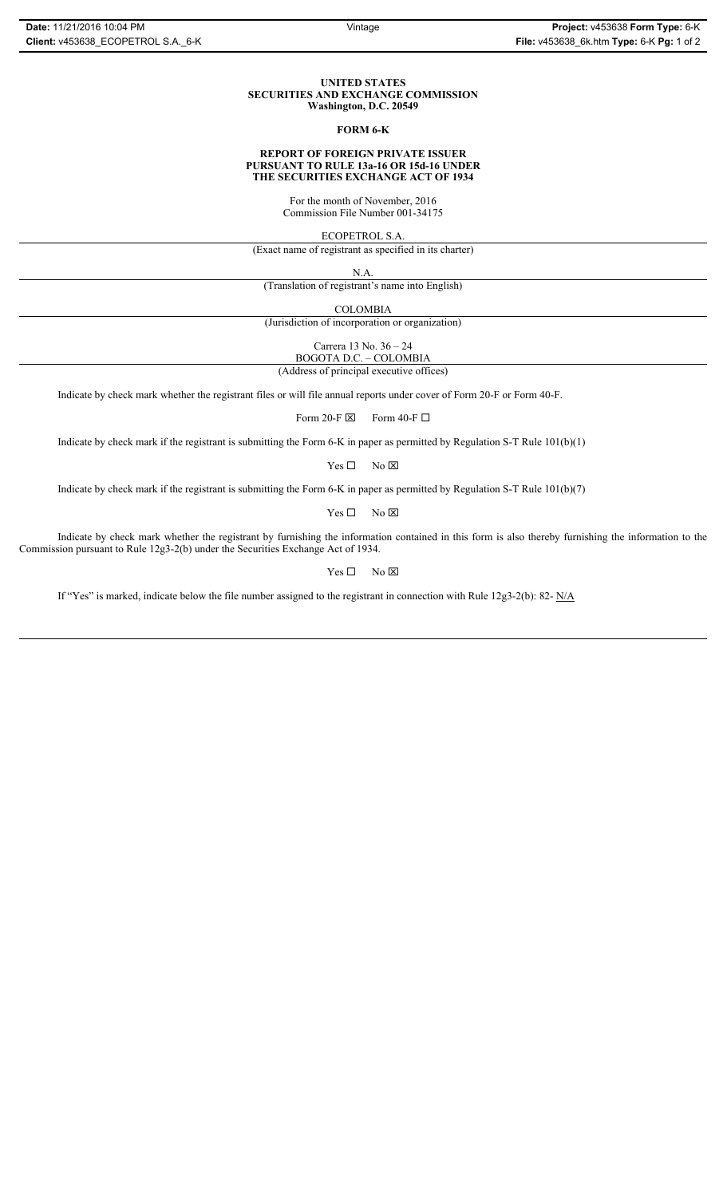**UNITED STATES**
**SECURITIES AND EXCHANGE COMMISSION**
**Washington, D.C. 20549**

**FORM 6-K**

**REPORT OF FOREIGN PRIVATE ISSUER**
**PURSUANT TO RULE 13a-16 OR 15d-16 UNDER**
**THE SECURITIES EXCHANGE ACT OF 1934**

For the month of November, 2016
Commission File Number 001-34175

ECOPETROL S.A.

(Exact name of registrant as specified in its charter)

N.A.

(Translation of registrant's name into English)

COLOMBIA

(Jurisdiction of incorporation or organization)

Carrera 13 No. 36 – 24
BOGOTA D.C. – COLOMBIA

(Address of principal executive offices)

Indicate by check mark whether the registrant files or will file annual reports under cover of Form 20-F or Form 40-F.

Form 20-F ☒ Form 40-F ☐

Indicate by check mark if the registrant is submitting the Form 6-K in paper as permitted by Regulation S-T Rule 101(b)(1)

Yes ☐ No ☒

Indicate by check mark if the registrant is submitting the Form 6-K in paper as permitted by Regulation S-T Rule 101(b)(7)

Yes ☐ No ☒

Indicate by check mark whether the registrant by furnishing the information contained in this form is also thereby furnishing the information to the Commission pursuant to Rule 12g3-2(b) under the Securities Exchange Act of 1934.

Yes ☐ No ☒

If "Yes" is marked, indicate below the file number assigned to the registrant in connection with Rule 12g3-2(b): 82- N/A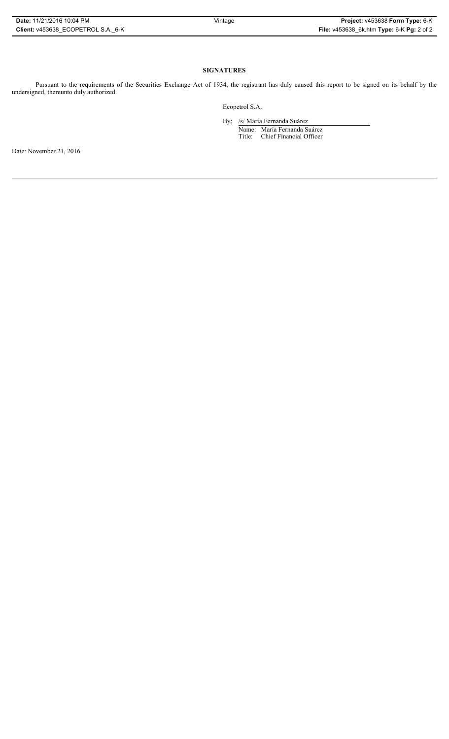**SIGNATURES**

Pursuant to the requirements of the Securities Exchange Act of 1934, the registrant has duly caused this report to be signed on its behalf by the undersigned, thereunto duly authorized.

Ecopetrol S.A.

By: /s/ María Fernanda Suárez

Name: María Fernanda Suárez

Title: Chief Financial Officer

Date: November 21, 2016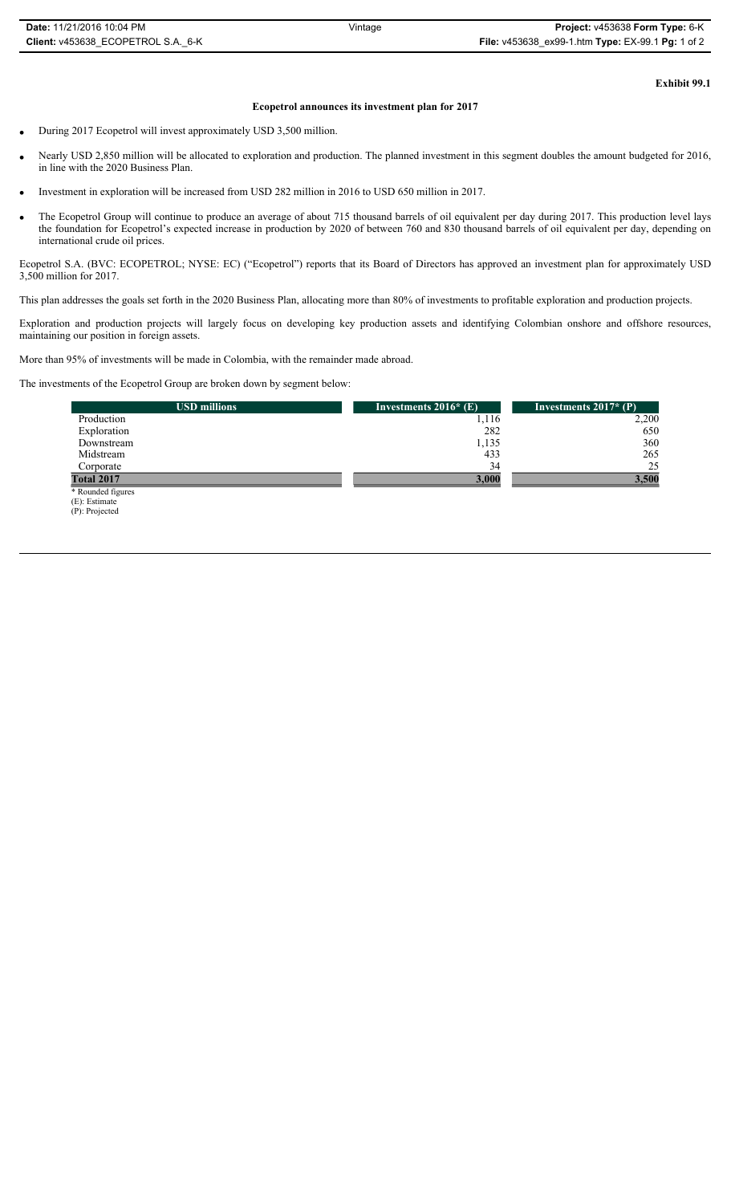**Exhibit 99.1**

## Ecopetrol announces its investment plan for 2017

- During 2017 Ecopetrol will invest approximately USD 3,500 million.
- Nearly USD 2,850 million will be allocated to exploration and production. The planned investment in this segment doubles the amount budgeted for 2016, in line with the 2020 Business Plan.
- Investment in exploration will be increased from USD 282 million in 2016 to USD 650 million in 2017.
- The Ecopetrol Group will continue to produce an average of about 715 thousand barrels of oil equivalent per day during 2017. This production level lays the foundation for Ecopetrol's expected increase in production by 2020 of between 760 and 830 thousand barrels of oil equivalent per day, depending on international crude oil prices.

Ecopetrol S.A. (BVC: ECOPETROL; NYSE: EC) ("Ecopetrol") reports that its Board of Directors has approved an investment plan for approximately USD 3,500 million for 2017.

This plan addresses the goals set forth in the 2020 Business Plan, allocating more than 80% of investments to profitable exploration and production projects.

Exploration and production projects will largely focus on developing key production assets and identifying Colombian onshore and offshore resources, maintaining our position in foreign assets.

More than 95% of investments will be made in Colombia, with the remainder made abroad.

The investments of the Ecopetrol Group are broken down by segment below:

| USD millions | Investments 2016* (E) | Investments 2017* (P) |
|---|---|---|
| Production | 1,116 | 2,200 |
| Exploration | 282 | 650 |
| Downstream | 1,135 | 360 |
| Midstream | 433 | 265 |
| Corporate | 34 | 25 |
| **Total 2017** | **3,000** | **3,500** |

\* Rounded figures
(E): Estimate
(P): Projected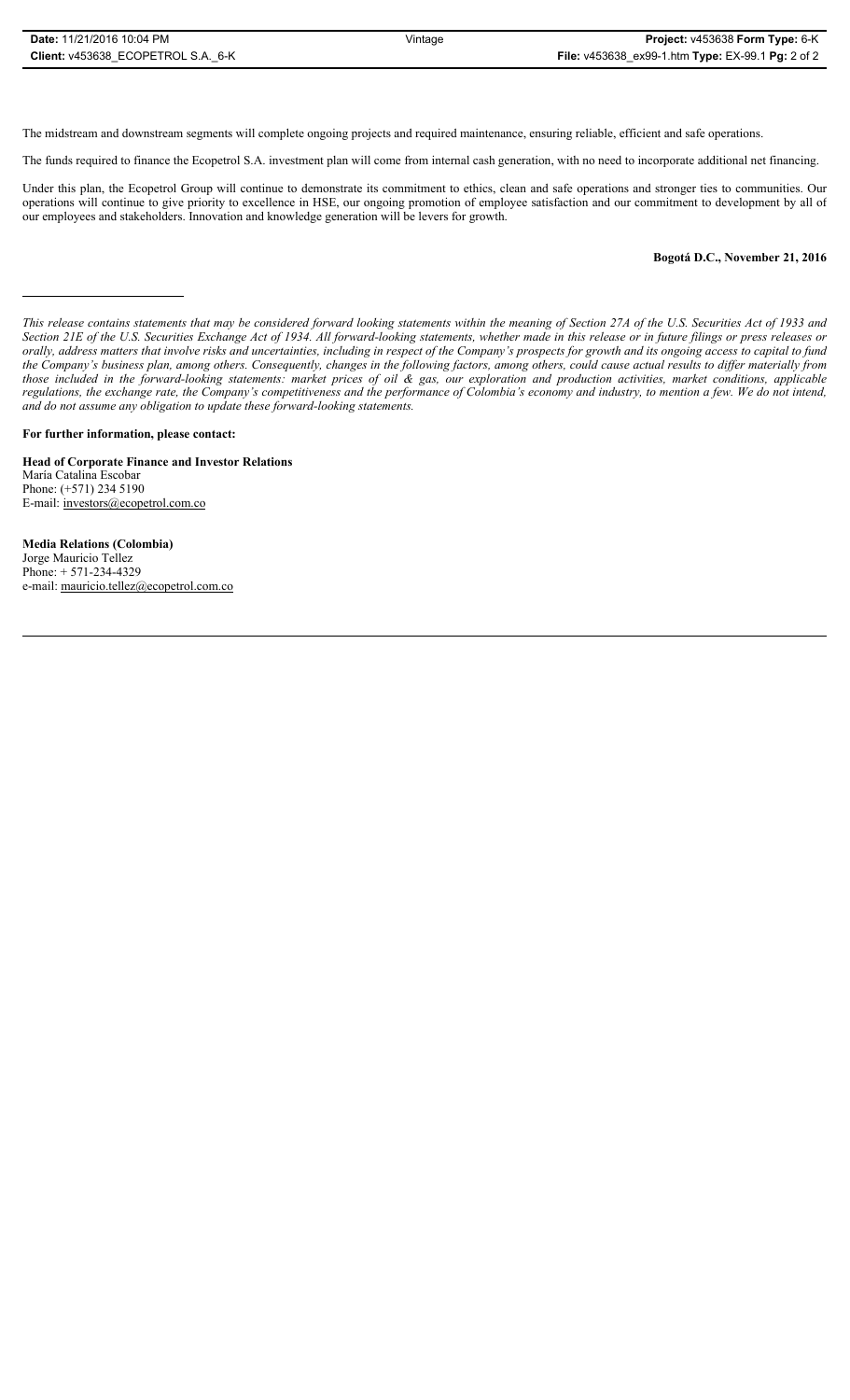The midstream and downstream segments will complete ongoing projects and required maintenance, ensuring reliable, efficient and safe operations.

The funds required to finance the Ecopetrol S.A. investment plan will come from internal cash generation, with no need to incorporate additional net financing.

Under this plan, the Ecopetrol Group will continue to demonstrate its commitment to ethics, clean and safe operations and stronger ties to communities. Our operations will continue to give priority to excellence in HSE, our ongoing promotion of employee satisfaction and our commitment to development by all of our employees and stakeholders. Innovation and knowledge generation will be levers for growth.

**Bogotá D.C., November 21, 2016**

---

*This release contains statements that may be considered forward looking statements within the meaning of Section 27A of the U.S. Securities Act of 1933 and Section 21E of the U.S. Securities Exchange Act of 1934. All forward-looking statements, whether made in this release or in future filings or press releases or orally, address matters that involve risks and uncertainties, including in respect of the Company's prospects for growth and its ongoing access to capital to fund the Company's business plan, among others. Consequently, changes in the following factors, among others, could cause actual results to differ materially from those included in the forward-looking statements: market prices of oil & gas, our exploration and production activities, market conditions, applicable regulations, the exchange rate, the Company's competitiveness and the performance of Colombia's economy and industry, to mention a few. We do not intend, and do not assume any obligation to update these forward-looking statements.*

**For further information, please contact:**

**Head of Corporate Finance and Investor Relations**
María Catalina Escobar
Phone: (+571) 234 5190
E-mail: investors@ecopetrol.com.co

**Media Relations (Colombia)**
Jorge Mauricio Tellez
Phone: + 571-234-4329
e-mail: mauricio.tellez@ecopetrol.com.co